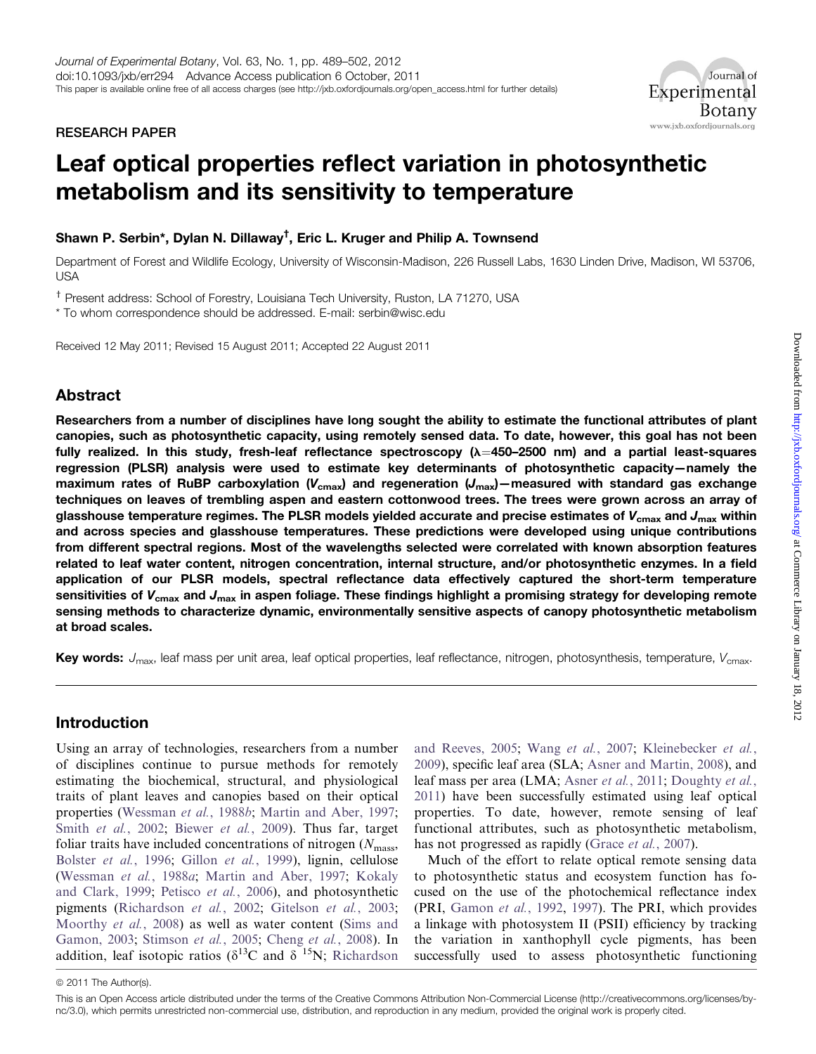RESEARCH PAPER

# Leaf optical properties reflect variation in photosynthetic metabolism and its sensitivity to temperature

**Shawn P. Serbin\*, Dylan N. Dillaway[†], Eric L. Kruger and Philip A. Townsend**

Department of Forest and Wildlife Ecology, University of Wisconsin-Madison, 226 Russell Labs, 1630 Linden Drive, Madison, WI 53706, USA

[†] Present address: School of Forestry, Louisiana Tech University, Ruston, LA 71270, USA

\* To whom correspondence should be addressed. E-mail: serbin@wisc.edu

Received 12 May 2011; Revised 15 August 2011; Accepted 22 August 2011

## Abstract

**Researchers from a number of disciplines have long sought the ability to estimate the functional attributes of plant canopies, such as photosynthetic capacity, using remotely sensed data. To date, however, this goal has not been fully realized. In this study, fresh-leaf reflectance spectroscopy (λ=450–2500 nm) and a partial least-squares regression (PLSR) analysis were used to estimate key determinants of photosynthetic capacity—namely the maximum rates of RuBP carboxylation ($V_{cmax}$) and regeneration ($J_{max}$)—measured with standard gas exchange techniques on leaves of trembling aspen and eastern cottonwood trees. The trees were grown across an array of glasshouse temperature regimes. The PLSR models yielded accurate and precise estimates of $V_{cmax}$ and $J_{max}$ within and across species and glasshouse temperatures. These predictions were developed using unique contributions from different spectral regions. Most of the wavelengths selected were correlated with known absorption features related to leaf water content, nitrogen concentration, internal structure, and/or photosynthetic enzymes. In a field application of our PLSR models, spectral reflectance data effectively captured the short-term temperature sensitivities of $V_{cmax}$ and $J_{max}$ in aspen foliage. These findings highlight a promising strategy for developing remote sensing methods to characterize dynamic, environmentally sensitive aspects of canopy photosynthetic metabolism at broad scales.**

**Key words:** $J_{max}$, leaf mass per unit area, leaf optical properties, leaf reflectance, nitrogen, photosynthesis, temperature, $V_{cmax}$.

## Introduction

Using an array of technologies, researchers from a number of disciplines continue to pursue methods for remotely estimating the biochemical, structural, and physiological traits of plant leaves and canopies based on their optical properties (Wessman *et al.*, 1988*b*; Martin and Aber, 1997; Smith *et al.*, 2002; Biewer *et al.*, 2009). Thus far, target foliar traits have included concentrations of nitrogen ($N_{mass}$, Bolster *et al.*, 1996; Gillon *et al.*, 1999), lignin, cellulose (Wessman *et al.*, 1988*a*; Martin and Aber, 1997; Kokaly and Clark, 1999; Petisco *et al.*, 2006), and photosynthetic pigments (Richardson *et al.*, 2002; Gitelson *et al.*, 2003; Moorthy *et al.*, 2008) as well as water content (Sims and Gamon, 2003; Stimson *et al.*, 2005; Cheng *et al.*, 2008). In addition, leaf isotopic ratios ($\delta^{13}C$ and $\delta$ $^{15}N$; Richardson and Reeves, 2005; Wang *et al.*, 2007; Kleinebecker *et al.*, 2009), specific leaf area (SLA; Asner and Martin, 2008), and leaf mass per area (LMA; Asner *et al.*, 2011; Doughty *et al.*, 2011) have been successfully estimated using leaf optical properties. To date, however, remote sensing of leaf functional attributes, such as photosynthetic metabolism, has not progressed as rapidly (Grace *et al.*, 2007).

Much of the effort to relate optical remote sensing data to photosynthetic status and ecosystem function has focused on the use of the photochemical reflectance index (PRI, Gamon *et al.*, 1992, 1997). The PRI, which provides a linkage with photosystem II (PSII) efficiency by tracking the variation in xanthophyll cycle pigments, has been successfully used to assess photosynthetic functioning

© 2011 The Author(s).

This is an Open Access article distributed under the terms of the Creative Commons Attribution Non-Commercial License (http://creativecommons.org/licenses/by-nc/3.0), which permits unrestricted non-commercial use, distribution, and reproduction in any medium, provided the original work is properly cited.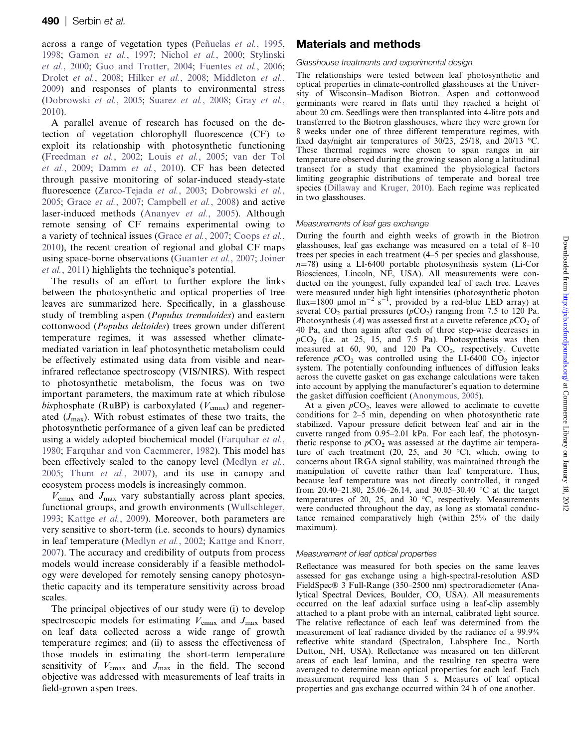across a range of vegetation types (Peñuelas *et al.*, 1995, 1998; Gamon *et al.*, 1997; Nichol *et al.*, 2000; Stylinski *et al.*, 2000; Guo and Trotter, 2004; Fuentes *et al.*, 2006; Drolet *et al.*, 2008; Hilker *et al.*, 2008; Middleton *et al.*, 2009) and responses of plants to environmental stress (Dobrowski *et al.*, 2005; Suarez *et al.*, 2008; Gray *et al.*, 2010).

A parallel avenue of research has focused on the detection of vegetation chlorophyll fluorescence (CF) to exploit its relationship with photosynthetic functioning (Freedman *et al.*, 2002; Louis *et al.*, 2005; van der Tol *et al.*, 2009; Damm *et al.*, 2010). CF has been detected through passive monitoring of solar-induced steady-state fluorescence (Zarco-Tejada *et al.*, 2003; Dobrowski *et al.*, 2005; Grace *et al.*, 2007; Campbell *et al.*, 2008) and active laser-induced methods (Ananyev *et al.*, 2005). Although remote sensing of CF remains experimental owing to a variety of technical issues (Grace *et al.*, 2007; Coops *et al.*, 2010), the recent creation of regional and global CF maps using space-borne observations (Guanter *et al.*, 2007; Joiner *et al.*, 2011) highlights the technique's potential.

The results of an effort to further explore the links between the photosynthetic and optical properties of tree leaves are summarized here. Specifically, in a glasshouse study of trembling aspen (*Populus tremuloides*) and eastern cottonwood (*Populus deltoides*) trees grown under different temperature regimes, it was assessed whether climate-mediated variation in leaf photosynthetic metabolism could be effectively estimated using data from visible and near-infrared reflectance spectroscopy (VIS/NIRS). With respect to photosynthetic metabolism, the focus was on two important parameters, the maximum rate at which ribulose *bis*phosphate (RuBP) is carboxylated ($V_{cmax}$) and regenerated ($J_{max}$). With robust estimates of these two traits, the photosynthetic performance of a given leaf can be predicted using a widely adopted biochemical model (Farquhar *et al.*, 1980; Farquhar and von Caemmerer, 1982). This model has been effectively scaled to the canopy level (Medlyn *et al.*, 2005; Thum *et al.*, 2007), and its use in canopy and ecosystem process models is increasingly common.

$V_{cmax}$ and $J_{max}$ vary substantially across plant species, functional groups, and growth environments (Wullschleger, 1993; Kattge *et al.*, 2009). Moreover, both parameters are very sensitive to short-term (i.e. seconds to hours) dynamics in leaf temperature (Medlyn *et al.*, 2002; Kattge and Knorr, 2007). The accuracy and credibility of outputs from process models would increase considerably if a feasible methodology were developed for remotely sensing canopy photosynthetic capacity and its temperature sensitivity across broad scales.

The principal objectives of our study were (i) to develop spectroscopic models for estimating $V_{cmax}$ and $J_{max}$ based on leaf data collected across a wide range of growth temperature regimes; and (ii) to assess the effectiveness of those models in estimating the short-term temperature sensitivity of $V_{cmax}$ and $J_{max}$ in the field. The second objective was addressed with measurements of leaf traits in field-grown aspen trees.

## Materials and methods

### Glasshouse treatments and experimental design

The relationships were tested between leaf photosynthetic and optical properties in climate-controlled glasshouses at the University of Wisconsin–Madison Biotron. Aspen and cottonwood germinants were reared in flats until they reached a height of about 20 cm. Seedlings were then transplanted into 4-litre pots and transferred to the Biotron glasshouses, where they were grown for 8 weeks under one of three different temperature regimes, with fixed day/night air temperatures of 30/23, 25/18, and 20/13 °C. These thermal regimes were chosen to span ranges in air temperature observed during the growing season along a latitudinal transect for a study that examined the physiological factors limiting geographic distributions of temperate and boreal tree species (Dillaway and Kruger, 2010). Each regime was replicated in two glasshouses.

### Measurements of leaf gas exchange

During the fourth and eighth weeks of growth in the Biotron glasshouses, leaf gas exchange was measured on a total of 8–10 trees per species in each treatment (4–5 per species and glasshouse, $n$=78) using a LI-6400 portable photosynthesis system (Li-Cor Biosciences, Lincoln, NE, USA). All measurements were conducted on the youngest, fully expanded leaf of each tree. Leaves were measured under high light intensities (photosynthetic photon flux=1800 μmol $m^{-2}$ $s^{-1}$, provided by a red-blue LED array) at several $CO_2$ partial pressures ($pCO_2$) ranging from 7.5 to 120 Pa. Photosynthesis ($A$) was assessed first at a cuvette reference $pCO_2$ of 40 Pa, and then again after each of three step-wise decreases in $pCO_2$ (i.e. at 25, 15, and 7.5 Pa). Photosynthesis was then measured at 60, 90, and 120 Pa $CO_2$, respectively. Cuvette reference $pCO_2$ was controlled using the LI-6400 $CO_2$ injector system. The potentially confounding influences of diffusion leaks across the cuvette gasket on gas exchange calculations were taken into account by applying the manufacturer's equation to determine the gasket diffusion coefficient (Anonymous, 2005).

At a given $pCO_2$, leaves were allowed to acclimate to cuvette conditions for 2–5 min, depending on when photosynthetic rate stabilized. Vapour pressure deficit between leaf and air in the cuvette ranged from 0.95–2.01 kPa. For each leaf, the photosynthetic response to $pCO_2$ was assessed at the daytime air temperature of each treatment (20, 25, and 30 °C), which, owing to concerns about IRGA signal stability, was maintained through the manipulation of cuvette rather than leaf temperature. Thus, because leaf temperature was not directly controlled, it ranged from 20.40–21.80, 25.06–26.14, and 30.05–30.40 °C at the target temperatures of 20, 25, and 30 °C, respectively. Measurements were conducted throughout the day, as long as stomatal conductance remained comparatively high (within 25% of the daily maximum).

### Measurement of leaf optical properties

Reflectance was measured for both species on the same leaves assessed for gas exchange using a high-spectral-resolution ASD FieldSpec® 3 Full-Range (350–2500 nm) spectroradiometer (Analytical Spectral Devices, Boulder, CO, USA). All measurements occurred on the leaf adaxial surface using a leaf-clip assembly attached to a plant probe with an internal, calibrated light source. The relative reflectance of each leaf was determined from the measurement of leaf radiance divided by the radiance of a 99.9% reflective white standard (Spectralon, Labsphere Inc., North Dutton, NH, USA). Reflectance was measured on ten different areas of each leaf lamina, and the resulting ten spectra were averaged to determine mean optical properties for each leaf. Each measurement required less than 5 s. Measures of leaf optical properties and gas exchange occurred within 24 h of one another.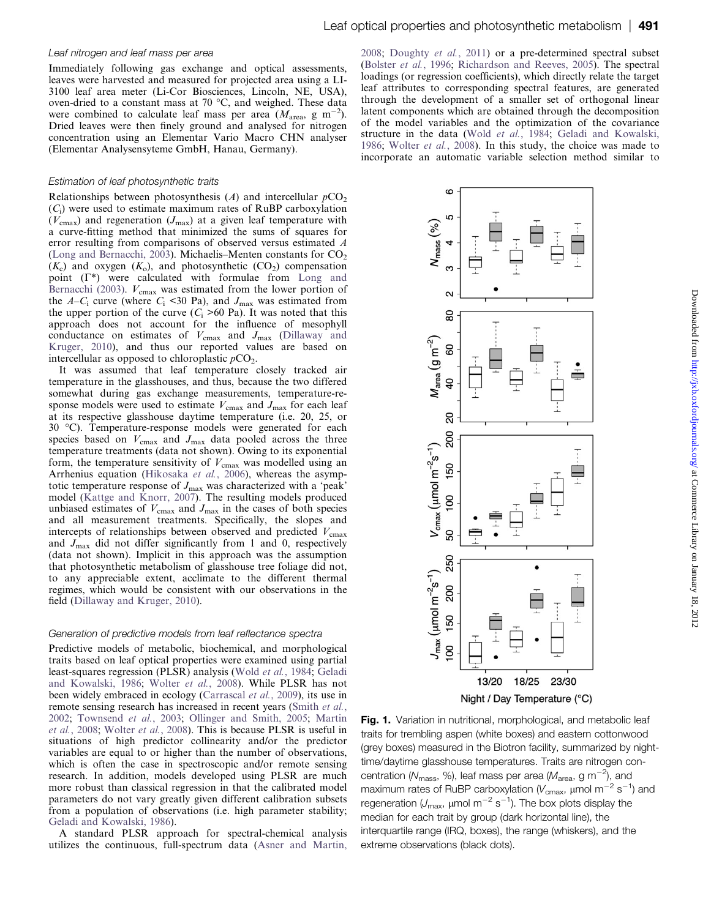#### Leaf nitrogen and leaf mass per area

Immediately following gas exchange and optical assessments, leaves were harvested and measured for projected area using a LI-3100 leaf area meter (Li-Cor Biosciences, Lincoln, NE, USA), oven-dried to a constant mass at 70 °C, and weighed. These data were combined to calculate leaf mass per area ($M_{area}$, g $m^{-2}$). Dried leaves were then finely ground and analysed for nitrogen concentration using an Elementar Vario Macro CHN analyser (Elementar Analysensyteme GmbH, Hanau, Germany).

#### Estimation of leaf photosynthetic traits

Relationships between photosynthesis ($A$) and intercellular $pCO_2$ ($C_i$) were used to estimate maximum rates of RuBP carboxylation ($V_{cmax}$) and regeneration ($J_{max}$) at a given leaf temperature with a curve-fitting method that minimized the sums of squares for error resulting from comparisons of observed versus estimated $A$ (Long and Bernacchi, 2003). Michaelis–Menten constants for $CO_2$ ($K_c$) and oxygen ($K_o$), and photosynthetic ($CO_2$) compensation point ($\Gamma^*$) were calculated with formulae from Long and Bernacchi (2003). $V_{cmax}$ was estimated from the lower portion of the $A$–$C_i$ curve (where $C_i$ <30 Pa), and $J_{max}$ was estimated from the upper portion of the curve ($C_i$ >60 Pa). It was noted that this approach does not account for the influence of mesophyll conductance on estimates of $V_{cmax}$ and $J_{max}$ (Dillaway and Kruger, 2010), and thus our reported values are based on intercellular as opposed to chloroplastic $pCO_2$.

It was assumed that leaf temperature closely tracked air temperature in the glasshouses, and thus, because the two differed somewhat during gas exchange measurements, temperature-response models were used to estimate $V_{cmax}$ and $J_{max}$ for each leaf at its respective glasshouse daytime temperature (i.e. 20, 25, or 30 °C). Temperature-response models were generated for each species based on $V_{cmax}$ and $J_{max}$ data pooled across the three temperature treatments (data not shown). Owing to its exponential form, the temperature sensitivity of $V_{cmax}$ was modelled using an Arrhenius equation (Hikosaka *et al.*, 2006), whereas the asymptotic temperature response of $J_{max}$ was characterized with a 'peak' model (Kattge and Knorr, 2007). The resulting models produced unbiased estimates of $V_{cmax}$ and $J_{max}$ in the cases of both species and all measurement treatments. Specifically, the slopes and intercepts of relationships between observed and predicted $V_{cmax}$ and $J_{max}$ did not differ significantly from 1 and 0, respectively (data not shown). Implicit in this approach was the assumption that photosynthetic metabolism of glasshouse tree foliage did not, to any appreciable extent, acclimate to the different thermal regimes, which would be consistent with our observations in the field (Dillaway and Kruger, 2010).

#### Generation of predictive models from leaf reflectance spectra

Predictive models of metabolic, biochemical, and morphological traits based on leaf optical properties were examined using partial least-squares regression (PLSR) analysis (Wold *et al.*, 1984; Geladi and Kowalski, 1986; Wolter *et al.*, 2008). While PLSR has not been widely embraced in ecology (Carrascal *et al.*, 2009), its use in remote sensing research has increased in recent years (Smith *et al.*, 2002; Townsend *et al.*, 2003; Ollinger and Smith, 2005; Martin *et al.*, 2008; Wolter *et al.*, 2008). This is because PLSR is useful in situations of high predictor collinearity and/or the predictor variables are equal to or higher than the number of observations, which is often the case in spectroscopic and/or remote sensing research. In addition, models developed using PLSR are much more robust than classical regression in that the calibrated model parameters do not vary greatly given different calibration subsets from a population of observations (i.e. high parameter stability; Geladi and Kowalski, 1986).

A standard PLSR approach for spectral-chemical analysis utilizes the continuous, full-spectrum data (Asner and Martin, 2008; Doughty *et al.*, 2011) or a pre-determined spectral subset (Bolster *et al.*, 1996; Richardson and Reeves, 2005). The spectral loadings (or regression coefficients), which directly relate the target leaf attributes to corresponding spectral features, are generated through the development of a smaller set of orthogonal linear latent components which are obtained through the decomposition of the model variables and the optimization of the covariance structure in the data (Wold *et al.*, 1984; Geladi and Kowalski, 1986; Wolter *et al.*, 2008). In this study, the choice was made to incorporate an automatic variable selection method similar to

**Fig. 1.** Variation in nutritional, morphological, and metabolic leaf traits for trembling aspen (white boxes) and eastern cottonwood (grey boxes) measured in the Biotron facility, summarized by night-time/daytime glasshouse temperatures. Traits are nitrogen concentration ($N_{mass}$, %), leaf mass per area ($M_{area}$, g $m^{-2}$), and maximum rates of RuBP carboxylation ($V_{cmax}$, μmol $m^{-2}$ $s^{-1}$) and regeneration ($J_{max}$, μmol $m^{-2}$ $s^{-1}$). The box plots display the median for each trait by group (dark horizontal line), the interquartile range (IRQ, boxes), the range (whiskers), and the extreme observations (black dots).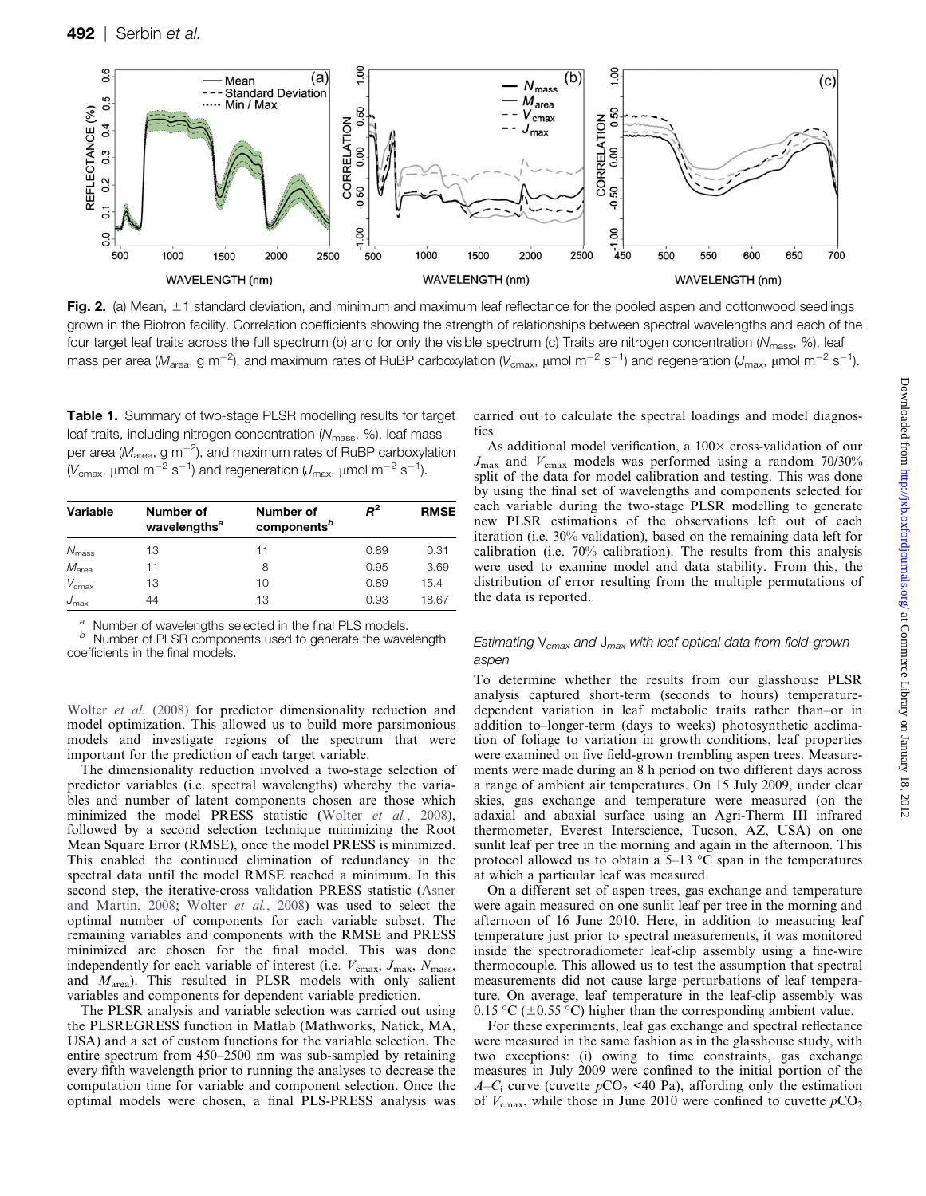**Fig. 2.** (a) Mean, ±1 standard deviation, and minimum and maximum leaf reflectance for the pooled aspen and cottonwood seedlings grown in the Biotron facility. Correlation coefficients showing the strength of relationships between spectral wavelengths and each of the four target leaf traits across the full spectrum (b) and for only the visible spectrum (c) Traits are nitrogen concentration ($N_{mass}$, %), leaf mass per area ($M_{area}$, g m$^{-2}$), and maximum rates of RuBP carboxylation ($V_{cmax}$, μmol m$^{-2}$ s$^{-1}$) and regeneration ($J_{max}$, μmol m$^{-2}$ s$^{-1}$).

**Table 1.** Summary of two-stage PLSR modelling results for target leaf traits, including nitrogen concentration ($N_{mass}$, %), leaf mass per area ($M_{area}$, g m$^{-2}$), and maximum rates of RuBP carboxylation ($V_{cmax}$, μmol m$^{-2}$ s$^{-1}$) and regeneration ($J_{max}$, μmol m$^{-2}$ s$^{-1}$).

| Variable | Number of wavelengths[a] | Number of components[b] | $R^2$ | RMSE |
|---|---|---|---|---|
| $N_{mass}$ | 13 | 11 | 0.89 | 0.31 |
| $M_{area}$ | 11 | 8 | 0.95 | 3.69 |
| $V_{cmax}$ | 13 | 10 | 0.89 | 15.4 |
| $J_{max}$ | 44 | 13 | 0.93 | 18.67 |

[a] Number of wavelengths selected in the final PLS models.
[b] Number of PLSR components used to generate the wavelength coefficients in the final models.

Wolter *et al.* (2008) for predictor dimensionality reduction and model optimization. This allowed us to build more parsimonious models and investigate regions of the spectrum that were important for the prediction of each target variable.

The dimensionality reduction involved a two-stage selection of predictor variables (i.e. spectral wavelengths) whereby the variables and number of latent components chosen are those which minimized the model PRESS statistic (Wolter *et al.*, 2008), followed by a second selection technique minimizing the Root Mean Square Error (RMSE), once the model PRESS is minimized. This enabled the continued elimination of redundancy in the spectral data until the model RMSE reached a minimum. In this second step, the iterative-cross validation PRESS statistic (Asner and Martin, 2008; Wolter *et al.*, 2008) was used to select the optimal number of components for each variable subset. The remaining variables and components with the RMSE and PRESS minimized are chosen for the final model. This was done independently for each variable of interest (i.e. $V_{cmax}$, $J_{max}$, $N_{mass}$, and $M_{area}$). This resulted in PLSR models with only salient variables and components for dependent variable prediction.

The PLSR analysis and variable selection was carried out using the PLSREGRESS function in Matlab (Mathworks, Natick, MA, USA) and a set of custom functions for the variable selection. The entire spectrum from 450–2500 nm was sub-sampled by retaining every fifth wavelength prior to running the analyses to decrease the computation time for variable and component selection. Once the optimal models were chosen, a final PLS-PRESS analysis was carried out to calculate the spectral loadings and model diagnostics.

As additional model verification, a 100× cross-validation of our $J_{max}$ and $V_{cmax}$ models was performed using a random 70/30% split of the data for model calibration and testing. This was done by using the final set of wavelengths and components selected for each variable during the two-stage PLSR modelling to generate new PLSR estimations of the observations left out of each iteration (i.e. 30% validation), based on the remaining data left for calibration (i.e. 70% calibration). The results from this analysis were used to examine model and data stability. From this, the distribution of error resulting from the multiple permutations of the data is reported.

### *Estimating $V_{cmax}$ and $J_{max}$ with leaf optical data from field-grown aspen*

To determine whether the results from our glasshouse PLSR analysis captured short-term (seconds to hours) temperature-dependent variation in leaf metabolic traits rather than–or in addition to–longer-term (days to weeks) photosynthetic acclimation of foliage to variation in growth conditions, leaf properties were examined on five field-grown trembling aspen trees. Measurements were made during an 8 h period on two different days across a range of ambient air temperatures. On 15 July 2009, under clear skies, gas exchange and temperature were measured (on the adaxial and abaxial surface using an Agri-Therm III infrared thermometer, Everest Interscience, Tucson, AZ, USA) on one sunlit leaf per tree in the morning and again in the afternoon. This protocol allowed us to obtain a 5–13 °C span in the temperatures at which a particular leaf was measured.

On a different set of aspen trees, gas exchange and temperature were again measured on one sunlit leaf per tree in the morning and afternoon of 16 June 2010. Here, in addition to measuring leaf temperature just prior to spectral measurements, it was monitored inside the spectroradiometer leaf-clip assembly using a fine-wire thermocouple. This allowed us to test the assumption that spectral measurements did not cause large perturbations of leaf temperature. On average, leaf temperature in the leaf-clip assembly was 0.15 °C (±0.55 °C) higher than the corresponding ambient value.

For these experiments, leaf gas exchange and spectral reflectance were measured in the same fashion as in the glasshouse study, with two exceptions: (i) owing to time constraints, gas exchange measures in July 2009 were confined to the initial portion of the $A$–$C_i$ curve (cuvette $pCO_2$ <40 Pa), affording only the estimation of $V_{cmax}$, while those in June 2010 were confined to cuvette $pCO_2$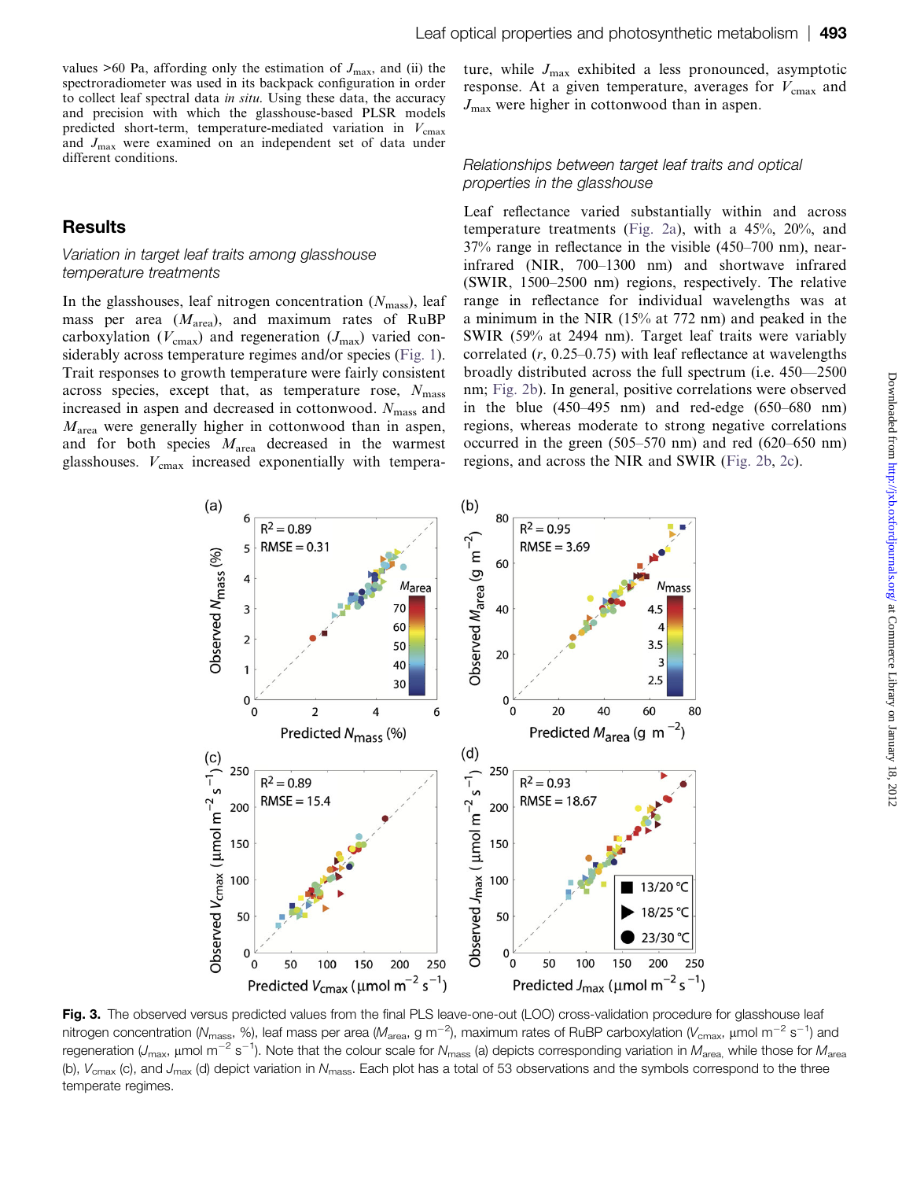values >60 Pa, affording only the estimation of $J_{max}$, and (ii) the spectroradiometer was used in its backpack configuration in order to collect leaf spectral data *in situ*. Using these data, the accuracy and precision with which the glasshouse-based PLSR models predicted short-term, temperature-mediated variation in $V_{cmax}$ and $J_{max}$ were examined on an independent set of data under different conditions.

## Results

### Variation in target leaf traits among glasshouse temperature treatments

In the glasshouses, leaf nitrogen concentration ($N_{mass}$), leaf mass per area ($M_{area}$), and maximum rates of RuBP carboxylation ($V_{cmax}$) and regeneration ($J_{max}$) varied considerably across temperature regimes and/or species (Fig. 1). Trait responses to growth temperature were fairly consistent across species, except that, as temperature rose, $N_{mass}$ increased in aspen and decreased in cottonwood. $N_{mass}$ and $M_{area}$ were generally higher in cottonwood than in aspen, and for both species $M_{area}$ decreased in the warmest glasshouses. $V_{cmax}$ increased exponentially with temperature, while $J_{max}$ exhibited a less pronounced, asymptotic response. At a given temperature, averages for $V_{cmax}$ and $J_{max}$ were higher in cottonwood than in aspen.

### Relationships between target leaf traits and optical properties in the glasshouse

Leaf reflectance varied substantially within and across temperature treatments (Fig. 2a), with a 45%, 20%, and 37% range in reflectance in the visible (450–700 nm), near-infrared (NIR, 700–1300 nm) and shortwave infrared (SWIR, 1500–2500 nm) regions, respectively. The relative range in reflectance for individual wavelengths was at a minimum in the NIR (15% at 772 nm) and peaked in the SWIR (59% at 2494 nm). Target leaf traits were variably correlated ($r$, 0.25–0.75) with leaf reflectance at wavelengths broadly distributed across the full spectrum (i.e. 450—2500 nm; Fig. 2b). In general, positive correlations were observed in the blue (450–495 nm) and red-edge (650–680 nm) regions, whereas moderate to strong negative correlations occurred in the green (505–570 nm) and red (620–650 nm) regions, and across the NIR and SWIR (Fig. 2b, 2c).

**Fig. 3.** The observed versus predicted values from the final PLS leave-one-out (LOO) cross-validation procedure for glasshouse leaf nitrogen concentration ($N_{mass}$, %), leaf mass per area ($M_{area}$, g m$^{-2}$), maximum rates of RuBP carboxylation ($V_{cmax}$, μmol m$^{-2}$ s$^{-1}$) and regeneration ($J_{max}$, μmol m$^{-2}$ s$^{-1}$). Note that the colour scale for $N_{mass}$ (a) depicts corresponding variation in $M_{area}$, while those for $M_{area}$ (b), $V_{cmax}$ (c), and $J_{max}$ (d) depict variation in $N_{mass}$. Each plot has a total of 53 observations and the symbols correspond to the three temperate regimes.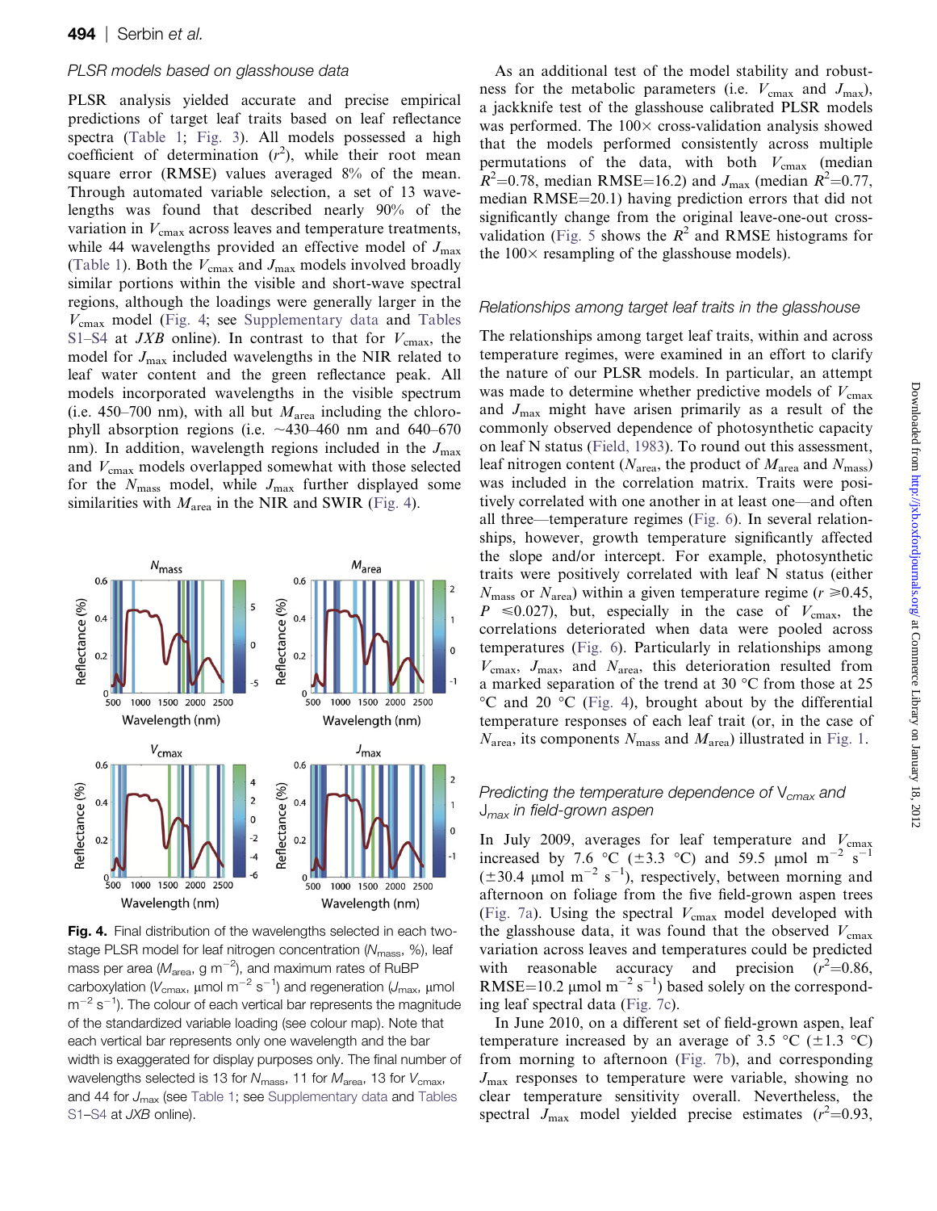### PLSR models based on glasshouse data

PLSR analysis yielded accurate and precise empirical predictions of target leaf traits based on leaf reflectance spectra (Table 1; Fig. 3). All models possessed a high coefficient of determination ($r^2$), while their root mean square error (RMSE) values averaged 8% of the mean. Through automated variable selection, a set of 13 wavelengths was found that described nearly 90% of the variation in $V_{cmax}$ across leaves and temperature treatments, while 44 wavelengths provided an effective model of $J_{max}$ (Table 1). Both the $V_{cmax}$ and $J_{max}$ models involved broadly similar portions within the visible and short-wave spectral regions, although the loadings were generally larger in the $V_{cmax}$ model (Fig. 4; see Supplementary data and Tables S1–S4 at *JXB* online). In contrast to that for $V_{cmax}$, the model for $J_{max}$ included wavelengths in the NIR related to leaf water content and the green reflectance peak. All models incorporated wavelengths in the visible spectrum (i.e. 450–700 nm), with all but $M_{area}$ including the chlorophyll absorption regions (i.e. ~430–460 nm and 640–670 nm). In addition, wavelength regions included in the $J_{max}$ and $V_{cmax}$ models overlapped somewhat with those selected for the $N_{mass}$ model, while $J_{max}$ further displayed some similarities with $M_{area}$ in the NIR and SWIR (Fig. 4).

**Fig. 4.** Final distribution of the wavelengths selected in each two-stage PLSR model for leaf nitrogen concentration ($N_{mass}$, %), leaf mass per area ($M_{area}$, g m$^{-2}$), and maximum rates of RuBP carboxylation ($V_{cmax}$, μmol m$^{-2}$ s$^{-1}$) and regeneration ($J_{max}$, μmol m$^{-2}$ s$^{-1}$). The colour of each vertical bar represents the magnitude of the standardized variable loading (see colour map). Note that each vertical bar represents only one wavelength and the bar width is exaggerated for display purposes only. The final number of wavelengths selected is 13 for $N_{mass}$, 11 for $M_{area}$, 13 for $V_{cmax}$, and 44 for $J_{max}$ (see Table 1; see Supplementary data and Tables S1–S4 at *JXB* online).

As an additional test of the model stability and robustness for the metabolic parameters (i.e. $V_{cmax}$ and $J_{max}$), a jackknife test of the glasshouse calibrated PLSR models was performed. The 100× cross-validation analysis showed that the models performed consistently across multiple permutations of the data, with both $V_{cmax}$ (median $R^2$=0.78, median RMSE=16.2) and $J_{max}$ (median $R^2$=0.77, median RMSE=20.1) having prediction errors that did not significantly change from the original leave-one-out cross-validation (Fig. 5 shows the $R^2$ and RMSE histograms for the 100× resampling of the glasshouse models).

### Relationships among target leaf traits in the glasshouse

The relationships among target leaf traits, within and across temperature regimes, were examined in an effort to clarify the nature of our PLSR models. In particular, an attempt was made to determine whether predictive models of $V_{cmax}$ and $J_{max}$ might have arisen primarily as a result of the commonly observed dependence of photosynthetic capacity on leaf N status (Field, 1983). To round out this assessment, leaf nitrogen content ($N_{area}$, the product of $M_{area}$ and $N_{mass}$) was included in the correlation matrix. Traits were positively correlated with one another in at least one—and often all three—temperature regimes (Fig. 6). In several relationships, however, growth temperature significantly affected the slope and/or intercept. For example, photosynthetic traits were positively correlated with leaf N status (either $N_{mass}$ or $N_{area}$) within a given temperature regime ($r \geq 0.45$, $P \leq 0.027$), but, especially in the case of $V_{cmax}$, the correlations deteriorated when data were pooled across temperatures (Fig. 6). Particularly in relationships among $V_{cmax}$, $J_{max}$, and $N_{area}$, this deterioration resulted from a marked separation of the trend at 30 °C from those at 25 °C and 20 °C (Fig. 4), brought about by the differential temperature responses of each leaf trait (or, in the case of $N_{area}$, its components $N_{mass}$ and $M_{area}$) illustrated in Fig. 1.

### Predicting the temperature dependence of $V_{cmax}$ and $J_{max}$ in field-grown aspen

In July 2009, averages for leaf temperature and $V_{cmax}$ increased by 7.6 °C (±3.3 °C) and 59.5 μmol m$^{-2}$ s$^{-1}$ (±30.4 μmol m$^{-2}$ s$^{-1}$), respectively, between morning and afternoon on foliage from the five field-grown aspen trees (Fig. 7a). Using the spectral $V_{cmax}$ model developed with the glasshouse data, it was found that the observed $V_{cmax}$ variation across leaves and temperatures could be predicted with reasonable accuracy and precision ($r^2$=0.86, RMSE=10.2 μmol m$^{-2}$ s$^{-1}$) based solely on the corresponding leaf spectral data (Fig. 7c).

In June 2010, on a different set of field-grown aspen, leaf temperature increased by an average of 3.5 °C (±1.3 °C) from morning to afternoon (Fig. 7b), and corresponding $J_{max}$ responses to temperature were variable, showing no clear temperature sensitivity overall. Nevertheless, the spectral $J_{max}$ model yielded precise estimates ($r^2$=0.93,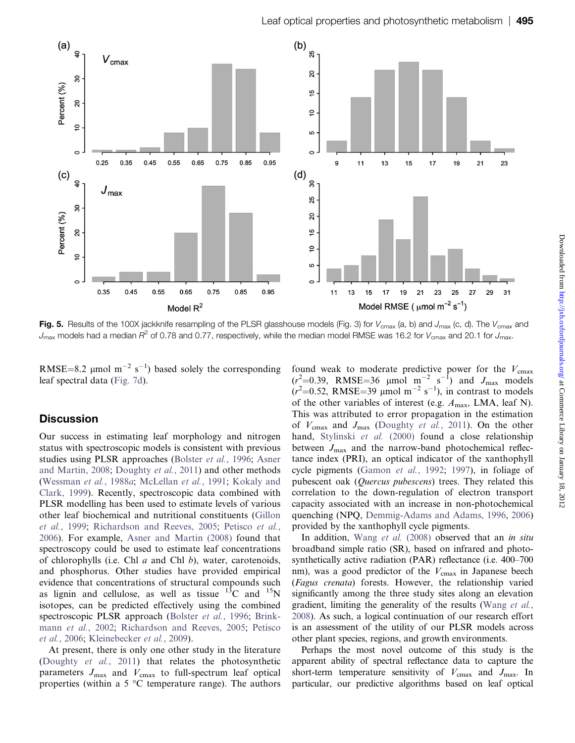**Fig. 5.** Results of the 100X jackknife resampling of the PLSR glasshouse models (Fig. 3) for $V_{cmax}$ (a, b) and $J_{max}$ (c, d). The $V_{cmax}$ and $J_{max}$ models had a median $R^2$ of 0.78 and 0.77, respectively, while the median model RMSE was 16.2 for $V_{cmax}$ and 20.1 for $J_{max}$.

RMSE=8.2 μmol $m^{-2}$ $s^{-1}$) based solely the corresponding leaf spectral data (Fig. 7d).

## Discussion

Our success in estimating leaf morphology and nitrogen status with spectroscopic models is consistent with previous studies using PLSR approaches (Bolster *et al.*, 1996; Asner and Martin, 2008; Doughty *et al.*, 2011) and other methods (Wessman *et al.*, 1988*a*; McLellan *et al.*, 1991; Kokaly and Clark, 1999). Recently, spectroscopic data combined with PLSR modelling has been used to estimate levels of various other leaf biochemical and nutritional constituents (Gillon *et al.*, 1999; Richardson and Reeves, 2005; Petisco *et al.*, 2006). For example, Asner and Martin (2008) found that spectroscopy could be used to estimate leaf concentrations of chlorophylls (i.e. Chl *a* and Chl *b*), water, carotenoids, and phosphorus. Other studies have provided empirical evidence that concentrations of structural compounds such as lignin and cellulose, as well as tissue $^{13}C$ and $^{15}N$ isotopes, can be predicted effectively using the combined spectroscopic PLSR approach (Bolster *et al.*, 1996; Brinkmann *et al.*, 2002; Richardson and Reeves, 2005; Petisco *et al.*, 2006; Kleinebecker *et al.*, 2009).

At present, there is only one other study in the literature (Doughty *et al.*, 2011) that relates the photosynthetic parameters $J_{max}$ and $V_{cmax}$ to full-spectrum leaf optical properties (within a 5 °C temperature range). The authors found weak to moderate predictive power for the $V_{cmax}$ ($r^2$=0.39, RMSE=36 μmol $m^{-2}$ $s^{-1}$) and $J_{max}$ ($r^2$=0.52, RMSE=39 μmol $m^{-2}$ $s^{-1}$), in contrast to models of the other variables of interest (e.g. $A_{max}$, LMA, leaf N). This was attributed to error propagation in the estimation of $V_{cmax}$ and $J_{max}$ (Doughty *et al.*, 2011). On the other hand, Stylinski *et al.* (2000) found a close relationship between $J_{max}$ and the narrow-band photochemical reflectance index (PRI), an optical indicator of the xanthophyll cycle pigments (Gamon *et al.*, 1992; 1997), in foliage of pubescent oak (*Quercus pubescens*) trees. They related this correlation to the down-regulation of electron transport capacity associated with an increase in non-photochemical quenching (NPQ, Demmig-Adams and Adams, 1996, 2006) provided by the xanthophyll cycle pigments.

In addition, Wang *et al.* (2008) observed that an *in situ* broadband simple ratio (SR), based on infrared and photosynthetically active radiation (PAR) reflectance (i.e. 400–700 nm), was a good predictor of the $V_{cmax}$ in Japanese beech (*Fagus crenata*) forests. However, the relationship varied significantly among the three study sites along an elevation gradient, limiting the generality of the results (Wang *et al.*, 2008). As such, a logical continuation of our research effort is an assessment of the utility of our PLSR models across other plant species, regions, and growth environments.

Perhaps the most novel outcome of this study is the apparent ability of spectral reflectance data to capture the short-term temperature sensitivity of $V_{cmax}$ and $J_{max}$. In particular, our predictive algorithms based on leaf optical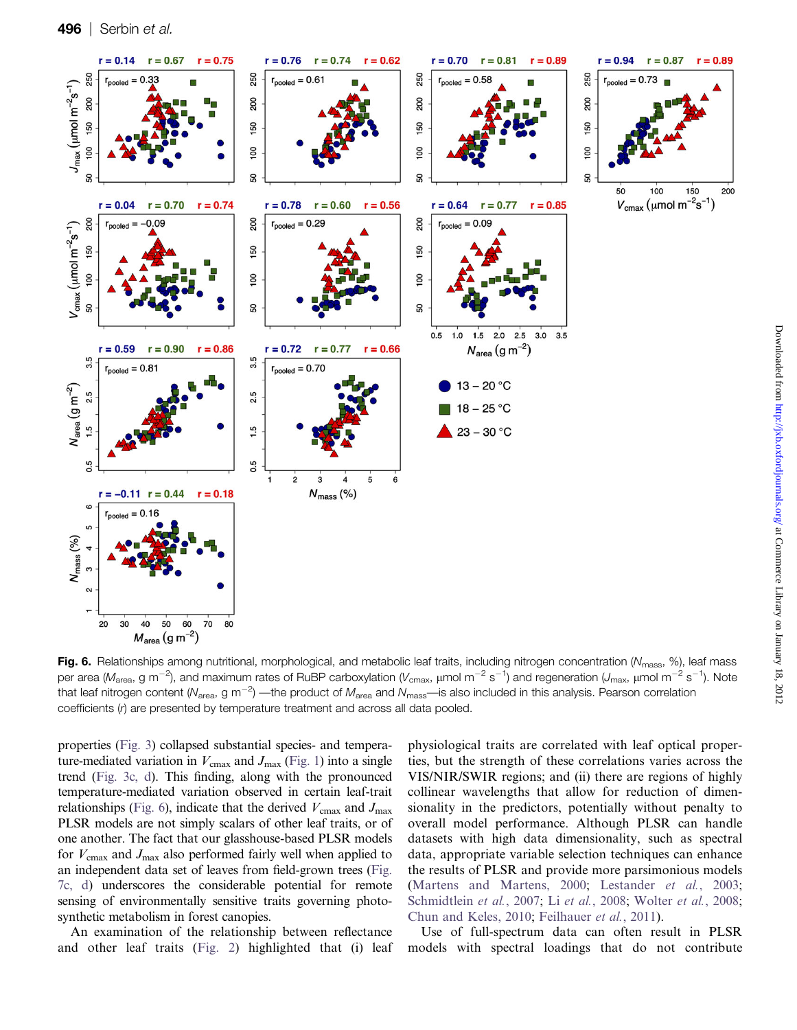**Fig. 6.** Relationships among nutritional, morphological, and metabolic leaf traits, including nitrogen concentration ($N_{mass}$, %), leaf mass per area ($M_{area}$, g $m^{-2}$), and maximum rates of RuBP carboxylation ($V_{cmax}$, μmol $m^{-2}$ $s^{-1}$) and regeneration ($J_{max}$, μmol $m^{-2}$ $s^{-1}$). Note that leaf nitrogen content ($N_{area}$, g $m^{-2}$) —the product of $M_{area}$ and $N_{mass}$—is also included in this analysis. Pearson correlation coefficients ($r$) are presented by temperature treatment and across all data pooled.

properties (Fig. 3) collapsed substantial species- and temperature-mediated variation in $V_{cmax}$ and $J_{max}$ (Fig. 1) into a single trend (Fig. 3c, d). This finding, along with the pronounced temperature-mediated variation observed in certain leaf-trait relationships (Fig. 6), indicate that the derived $V_{cmax}$ and $J_{max}$ PLSR models are not simply scalars of other leaf traits, or of one another. The fact that our glasshouse-based PLSR models for $V_{cmax}$ and $J_{max}$ also performed fairly well when applied to an independent data set of leaves from field-grown trees (Fig. 7c, d) underscores the considerable potential for remote sensing of environmentally sensitive traits governing photosynthetic metabolism in forest canopies.

An examination of the relationship between reflectance and other leaf traits (Fig. 2) highlighted that (i) leaf physiological traits are correlated with leaf optical properties, but the strength of these correlations varies across the VIS/NIR/SWIR regions; and (ii) there are regions of highly collinear wavelengths that allow for reduction of dimensionality in the predictors, potentially without penalty to overall model performance. Although PLSR can handle datasets with high data dimensionality, such as spectral data, appropriate variable selection techniques can enhance the results of PLSR and provide more parsimonious models (Martens and Martens, 2000; Lestander *et al.*, 2003; Schmidtlein *et al.*, 2007; Li *et al.*, 2008; Wolter *et al.*, 2008; Chun and Keles, 2010; Feilhauer *et al.*, 2011).

Use of full-spectrum data can often result in PLSR models with spectral loadings that do not contribute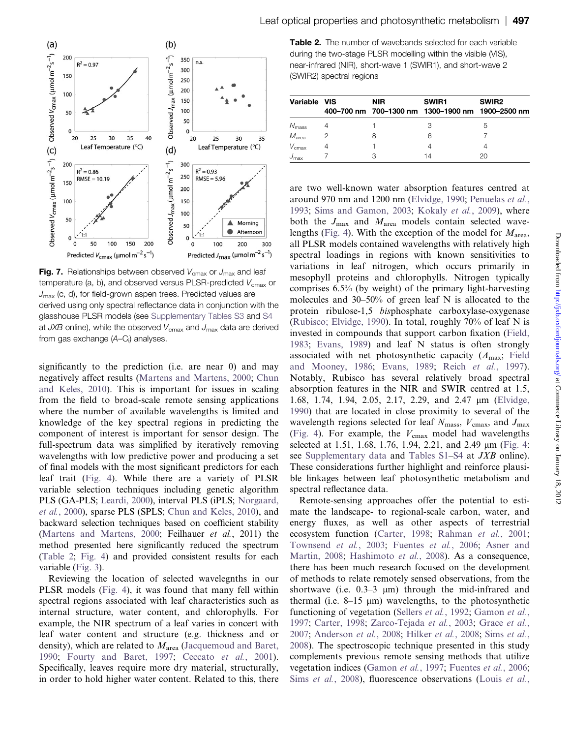Fig. 7. Relationships between observed $V_{cmax}$ or $J_{max}$ and leaf temperature (a, b), and observed versus PLSR-predicted $V_{cmax}$ or $J_{max}$ (c, d), for field-grown aspen trees. Predicted values are derived using only spectral reflectance data in conjunction with the glasshouse PLSR models (see Supplementary Tables S3 and S4 at *JXB* online), while the observed $V_{cmax}$ and $J_{max}$ data are derived from gas exchange ($A$–$C_i$) analyses.

significantly to the prediction (i.e. are near 0) and may negatively affect results (Martens and Martens, 2000; Chun and Keles, 2010). This is important for issues in scaling from the field to broad-scale remote sensing applications where the number of available wavelengths is limited and knowledge of the key spectral regions in predicting the component of interest is important for sensor design. The full-spectrum data was simplified by iteratively removing wavelengths with low predictive power and producing a set of final models with the most significant predictors for each leaf trait (Fig. 4). While there are a variety of PLSR variable selection techniques including genetic algorithm PLS (GA-PLS; Leardi, 2000), interval PLS (iPLS; Norgaard, *et al.*, 2000), sparse PLS (SPLS; Chun and Keles, 2010), and backward selection techniques based on coefficient stability (Martens and Martens, 2000; Feilhauer *et al.*, 2011) the method presented here significantly reduced the spectrum (Table 2; Fig. 4) and provided consistent results for each variable (Fig. 3).

Reviewing the location of selected wavelengths in our PLSR models (Fig. 4), it was found that many fell within spectral regions associated with leaf characteristics such as internal structure, water content, and chlorophylls. For example, the NIR spectrum of a leaf varies in concert with leaf water content and structure (e.g. thickness and or density), which are related to $M_{area}$ (Jacquemoud and Baret, 1990; Fourty and Baret, 1997; Ceccato *et al.*, 2001). Specifically, leaves require more dry material, structurally, in order to hold higher water content. Related to this, there

**Table 2.** The number of wavebands selected for each variable during the two-stage PLSR modelling within the visible (VIS), near-infrared (NIR), short-wave 1 (SWIR1), and short-wave 2 (SWIR2) spectral regions

| Variable | VIS 400–700 nm | NIR 700–1300 nm | SWIR1 1300–1900 nm | SWIR2 1900–2500 nm |
|---|---|---|---|---|
| $N_{mass}$ | 4 | 1 | 3 | 5 |
| $M_{area}$ | 2 | 8 | 6 | 7 |
| $V_{cmax}$ | 4 | 1 | 4 | 4 |
| $J_{max}$ | 7 | 3 | 14 | 20 |

are two well-known water absorption features centred at around 970 nm and 1200 nm (Elvidge, 1990; Penuelas *et al.*, 1993; Sims and Gamon, 2003; Kokaly *et al.*, 2009), where both the $J_{max}$ and $M_{area}$ models contain selected wavelengths (Fig. 4). With the exception of the model for $M_{area}$, all PLSR models contained wavelengths with relatively high spectral loadings in regions with known sensitivities to variations in leaf nitrogen, which occurs primarily in mesophyll proteins and chlorophylls. Nitrogen typically comprises 6.5% (by weight) of the primary light-harvesting molecules and 30–50% of green leaf N is allocated to the protein ribulose-1,5 *bis*phosphate carboxylase-oxygenase (Rubisco; Elvidge, 1990). In total, roughly 70% of leaf N is invested in compounds that support carbon fixation (Field, 1983; Evans, 1989) and leaf N status is often strongly associated with net photosynthetic capacity ($A_{max}$; Field and Mooney, 1986; Evans, 1989; Reich *et al.*, 1997). Notably, Rubisco has several relatively broad spectral absorption features in the NIR and SWIR centred at 1.5, 1.68, 1.74, 1.94, 2.05, 2.17, 2.29, and 2.47 μm (Elvidge, 1990) that are located in close proximity to several of the wavelength regions selected for leaf $N_{mass}$, $V_{cmax}$, and $J_{max}$ (Fig. 4). For example, the $V_{cmax}$ model had wavelengths selected at 1.51, 1.68, 1.76, 1.94, 2.21, and 2.49 μm (Fig. 4: see Supplementary data and Tables S1–S4 at *JXB* online). These considerations further highlight and reinforce plausible linkages between leaf photosynthetic metabolism and spectral reflectance data.

Remote-sensing approaches offer the potential to estimate the landscape- to regional-scale carbon, water, and energy fluxes, as well as other aspects of terrestrial ecosystem function (Carter, 1998; Rahman *et al.*, 2001; Townsend *et al.*, 2003; Fuentes *et al.*, 2006; Asner and Martin, 2008; Hashimoto *et al.*, 2008). As a consequence, there has been much research focused on the development of methods to relate remotely sensed observations, from the shortwave (i.e. 0.3–3 μm) through the mid-infrared and thermal (i.e. 8–15 μm) wavelengths, to the photosynthetic functioning of vegetation (Sellers *et al.*, 1992; Gamon *et al.*, 1997; Carter, 1998; Zarco-Tejada *et al.*, 2003; Grace *et al.*, 2007; Anderson *et al.*, 2008; Hilker *et al.*, 2008; Sims *et al.*, 2008). The spectroscopic technique presented in this study complements previous remote sensing methods that utilize vegetation indices (Gamon *et al.*, 1997; Fuentes *et al.*, 2006; Sims *et al.*, 2008), fluorescence observations (Louis *et al.*,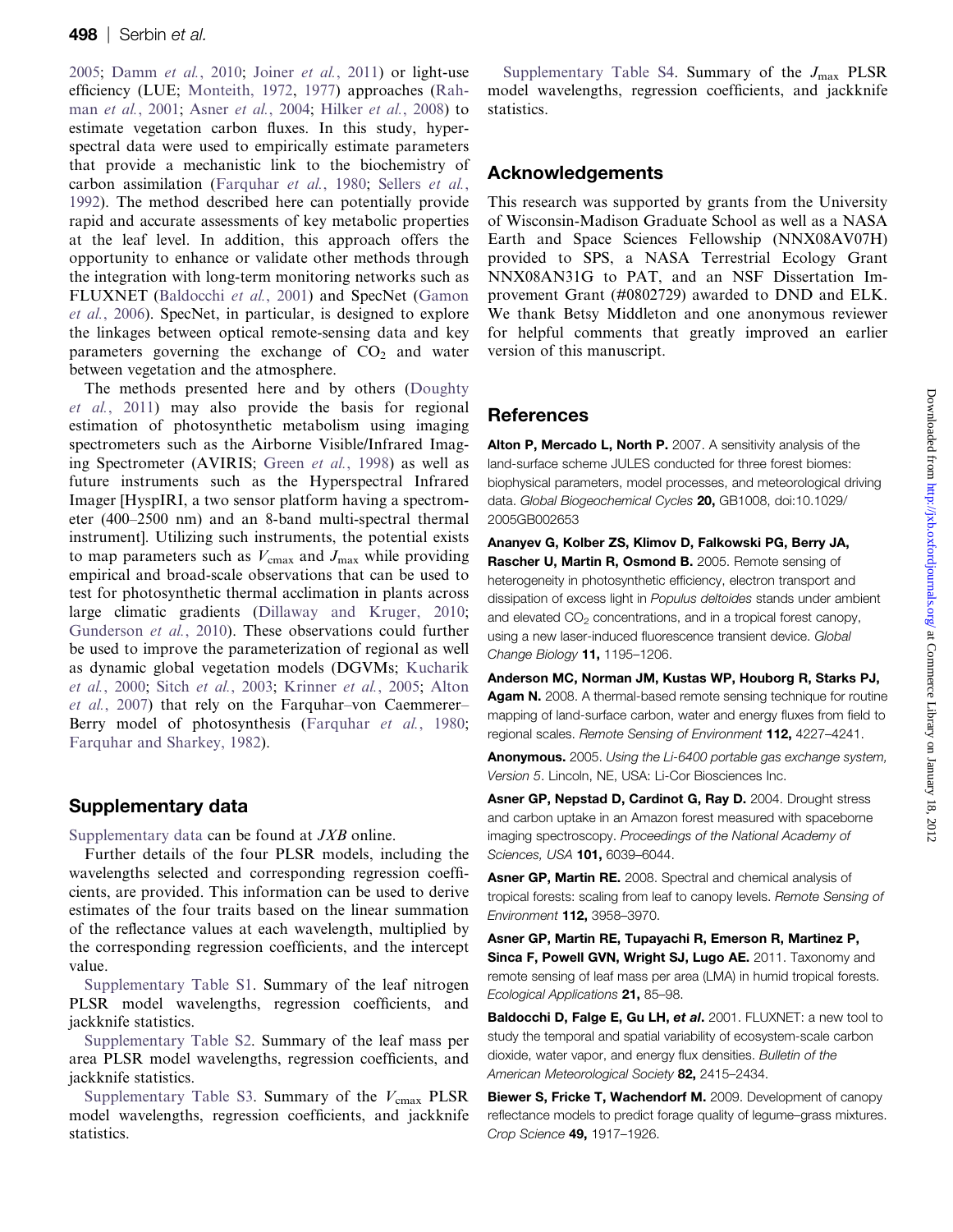2005; Damm *et al.*, 2010; Joiner *et al.*, 2011) or light-use efficiency (LUE; Monteith, 1972, 1977) approaches (Rahman *et al.*, 2001; Asner *et al.*, 2004; Hilker *et al.*, 2008) to estimate vegetation carbon fluxes. In this study, hyperspectral data were used to empirically estimate parameters that provide a mechanistic link to the biochemistry of carbon assimilation (Farquhar *et al.*, 1980; Sellers *et al.*, 1992). The method described here can potentially provide rapid and accurate assessments of key metabolic properties at the leaf level. In addition, this approach offers the opportunity to enhance or validate other methods through the integration with long-term monitoring networks such as FLUXNET (Baldocchi *et al.*, 2001) and SpecNet (Gamon *et al.*, 2006). SpecNet, in particular, is designed to explore the linkages between optical remote-sensing data and key parameters governing the exchange of $CO_2$ and water between vegetation and the atmosphere.

The methods presented here and by others (Doughty *et al.*, 2011) may also provide the basis for regional estimation of photosynthetic metabolism using imaging spectrometers such as the Airborne Visible/Infrared Imaging Spectrometer (AVIRIS; Green *et al.*, 1998) as well as future instruments such as the Hyperspectral Infrared Imager [HyspIRI, a two sensor platform having a spectrometer (400–2500 nm) and an 8-band multi-spectral thermal instrument]. Utilizing such instruments, the potential exists to map parameters such as $V_{\mathrm{cmax}}$ and $J_{\mathrm{max}}$ while providing empirical and broad-scale observations that can be used to test for photosynthetic thermal acclimation in plants across large climatic gradients (Dillaway and Kruger, 2010; Gunderson *et al.*, 2010). These observations could further be used to improve the parameterization of regional as well as dynamic global vegetation models (DGVMs; Kucharik *et al.*, 2000; Sitch *et al.*, 2003; Krinner *et al.*, 2005; Alton *et al.*, 2007) that rely on the Farquhar–von Caemmerer–Berry model of photosynthesis (Farquhar *et al.*, 1980; Farquhar and Sharkey, 1982).

## Supplementary data

Supplementary data can be found at *JXB* online.

Further details of the four PLSR models, including the wavelengths selected and corresponding regression coefficients, are provided. This information can be used to derive estimates of the four traits based on the linear summation of the reflectance values at each wavelength, multiplied by the corresponding regression coefficients, and the intercept value.

Supplementary Table S1. Summary of the leaf nitrogen PLSR model wavelengths, regression coefficients, and jackknife statistics.

Supplementary Table S2. Summary of the leaf mass per area PLSR model wavelengths, regression coefficients, and jackknife statistics.

Supplementary Table S3. Summary of the $V_{\mathrm{cmax}}$ PLSR model wavelengths, regression coefficients, and jackknife statistics.

Supplementary Table S4. Summary of the $J_{\mathrm{max}}$ PLSR model wavelengths, regression coefficients, and jackknife statistics.

## Acknowledgements

This research was supported by grants from the University of Wisconsin-Madison Graduate School as well as a NASA Earth and Space Sciences Fellowship (NNX08AV07H) provided to SPS, a NASA Terrestrial Ecology Grant NNX08AN31G to PAT, and an NSF Dissertation Improvement Grant (#0802729) awarded to DND and ELK. We thank Betsy Middleton and one anonymous reviewer for helpful comments that greatly improved an earlier version of this manuscript.

## References

**Alton P, Mercado L, North P.** 2007. A sensitivity analysis of the land-surface scheme JULES conducted for three forest biomes: biophysical parameters, model processes, and meteorological driving data. *Global Biogeochemical Cycles* **20,** GB1008, doi:10.1029/2005GB002653

**Ananyev G, Kolber ZS, Klimov D, Falkowski PG, Berry JA, Rascher U, Martin R, Osmond B.** 2005. Remote sensing of heterogeneity in photosynthetic efficiency, electron transport and dissipation of excess light in *Populus deltoides* stands under ambient and elevated $CO_2$ concentrations, and in a tropical forest canopy, using a new laser-induced fluorescence transient device. *Global Change Biology* **11,** 1195–1206.

**Anderson MC, Norman JM, Kustas WP, Houborg R, Starks PJ, Agam N.** 2008. A thermal-based remote sensing technique for routine mapping of land-surface carbon, water and energy fluxes from field to regional scales. *Remote Sensing of Environment* **112,** 4227–4241.

**Anonymous.** 2005. *Using the Li-6400 portable gas exchange system, Version 5*. Lincoln, NE, USA: Li-Cor Biosciences Inc.

**Asner GP, Nepstad D, Cardinot G, Ray D.** 2004. Drought stress and carbon uptake in an Amazon forest measured with spaceborne imaging spectroscopy. *Proceedings of the National Academy of Sciences, USA* **101,** 6039–6044.

**Asner GP, Martin RE.** 2008. Spectral and chemical analysis of tropical forests: scaling from leaf to canopy levels. *Remote Sensing of Environment* **112,** 3958–3970.

**Asner GP, Martin RE, Tupayachi R, Emerson R, Martinez P, Sinca F, Powell GVN, Wright SJ, Lugo AE.** 2011. Taxonomy and remote sensing of leaf mass per area (LMA) in humid tropical forests. *Ecological Applications* **21,** 85–98.

**Baldocchi D, Falge E, Gu LH, *et al*.** 2001. FLUXNET: a new tool to study the temporal and spatial variability of ecosystem-scale carbon dioxide, water vapor, and energy flux densities. *Bulletin of the American Meteorological Society* **82,** 2415–2434.

**Biewer S, Fricke T, Wachendorf M.** 2009. Development of canopy reflectance models to predict forage quality of legume–grass mixtures. *Crop Science* **49,** 1917–1926.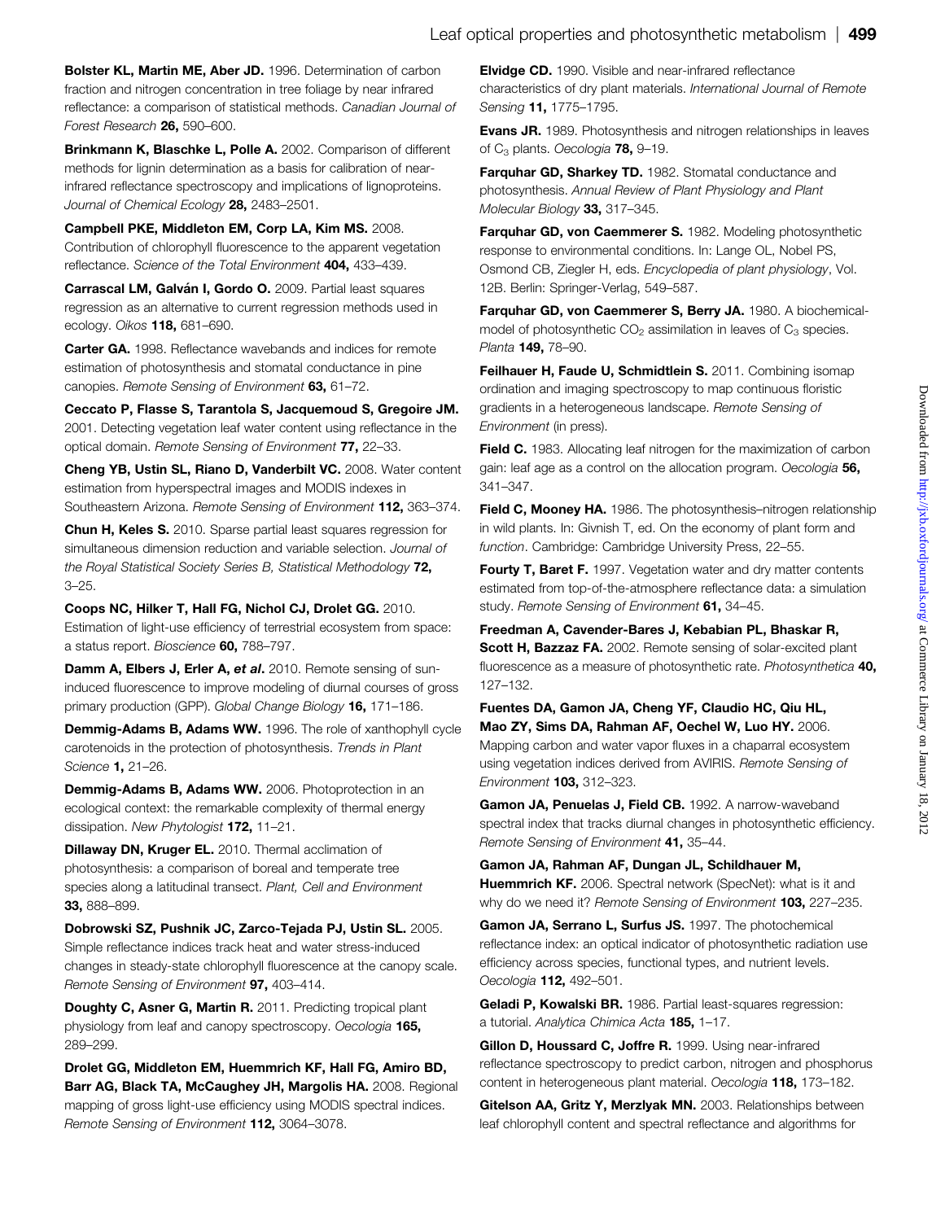**Bolster KL, Martin ME, Aber JD.** 1996. Determination of carbon fraction and nitrogen concentration in tree foliage by near infrared reflectance: a comparison of statistical methods. *Canadian Journal of Forest Research* **26,** 590–600.

**Brinkmann K, Blaschke L, Polle A.** 2002. Comparison of different methods for lignin determination as a basis for calibration of near-infrared reflectance spectroscopy and implications of lignoproteins. *Journal of Chemical Ecology* **28,** 2483–2501.

**Campbell PKE, Middleton EM, Corp LA, Kim MS.** 2008. Contribution of chlorophyll fluorescence to the apparent vegetation reflectance. *Science of the Total Environment* **404,** 433–439.

**Carrascal LM, Galván I, Gordo O.** 2009. Partial least squares regression as an alternative to current regression methods used in ecology. *Oikos* **118,** 681–690.

**Carter GA.** 1998. Reflectance wavebands and indices for remote estimation of photosynthesis and stomatal conductance in pine canopies. *Remote Sensing of Environment* **63,** 61–72.

**Ceccato P, Flasse S, Tarantola S, Jacquemoud S, Gregoire JM.** 2001. Detecting vegetation leaf water content using reflectance in the optical domain. *Remote Sensing of Environment* **77,** 22–33.

**Cheng YB, Ustin SL, Riano D, Vanderbilt VC.** 2008. Water content estimation from hyperspectral images and MODIS indexes in Southeastern Arizona. *Remote Sensing of Environment* **112,** 363–374.

**Chun H, Keles S.** 2010. Sparse partial least squares regression for simultaneous dimension reduction and variable selection. *Journal of the Royal Statistical Society Series B, Statistical Methodology* **72,** 3–25.

**Coops NC, Hilker T, Hall FG, Nichol CJ, Drolet GG.** 2010. Estimation of light-use efficiency of terrestrial ecosystem from space: a status report. *Bioscience* **60,** 788–797.

**Damm A, Elbers J, Erler A, *et al*.** 2010. Remote sensing of sun-induced fluorescence to improve modeling of diurnal courses of gross primary production (GPP). *Global Change Biology* **16,** 171–186.

**Demmig-Adams B, Adams WW.** 1996. The role of xanthophyll cycle carotenoids in the protection of photosynthesis. *Trends in Plant Science* **1,** 21–26.

**Demmig-Adams B, Adams WW.** 2006. Photoprotection in an ecological context: the remarkable complexity of thermal energy dissipation. *New Phytologist* **172,** 11–21.

**Dillaway DN, Kruger EL.** 2010. Thermal acclimation of photosynthesis: a comparison of boreal and temperate tree species along a latitudinal transect. *Plant, Cell and Environment* **33,** 888–899.

**Dobrowski SZ, Pushnik JC, Zarco-Tejada PJ, Ustin SL.** 2005. Simple reflectance indices track heat and water stress-induced changes in steady-state chlorophyll fluorescence at the canopy scale. *Remote Sensing of Environment* **97,** 403–414.

**Doughty C, Asner G, Martin R.** 2011. Predicting tropical plant physiology from leaf and canopy spectroscopy. *Oecologia* **165,** 289–299.

**Drolet GG, Middleton EM, Huemmrich KF, Hall FG, Amiro BD, Barr AG, Black TA, McCaughey JH, Margolis HA.** 2008. Regional mapping of gross light-use efficiency using MODIS spectral indices. *Remote Sensing of Environment* **112,** 3064–3078.

**Elvidge CD.** 1990. Visible and near-infrared reflectance characteristics of dry plant materials. *International Journal of Remote Sensing* **11,** 1775–1795.

**Evans JR.** 1989. Photosynthesis and nitrogen relationships in leaves of $C_3$ plants. *Oecologia* **78,** 9–19.

**Farquhar GD, Sharkey TD.** 1982. Stomatal conductance and photosynthesis. *Annual Review of Plant Physiology and Plant Molecular Biology* **33,** 317–345.

**Farquhar GD, von Caemmerer S.** 1982. Modeling photosynthetic response to environmental conditions. In: Lange OL, Nobel PS, Osmond CB, Ziegler H, eds. *Encyclopedia of plant physiology*, Vol. 12B. Berlin: Springer-Verlag, 549–587.

**Farquhar GD, von Caemmerer S, Berry JA.** 1980. A biochemical-model of photosynthetic $CO_2$ assimilation in leaves of $C_3$ species. *Planta* **149,** 78–90.

**Feilhauer H, Faude U, Schmidtlein S.** 2011. Combining isomap ordination and imaging spectroscopy to map continuous floristic gradients in a heterogeneous landscape. *Remote Sensing of Environment* (in press).

**Field C.** 1983. Allocating leaf nitrogen for the maximization of carbon gain: leaf age as a control on the allocation program. *Oecologia* **56,** 341–347.

**Field C, Mooney HA.** 1986. The photosynthesis–nitrogen relationship in wild plants. In: Givnish T, ed. *On the economy of plant form and function*. Cambridge: Cambridge University Press, 22–55.

**Fourty T, Baret F.** 1997. Vegetation water and dry matter contents estimated from top-of-the-atmosphere reflectance data: a simulation study. *Remote Sensing of Environment* **61,** 34–45.

**Freedman A, Cavender-Bares J, Kebabian PL, Bhaskar R, Scott H, Bazzaz FA.** 2002. Remote sensing of solar-excited plant fluorescence as a measure of photosynthetic rate. *Photosynthetica* **40,** 127–132.

**Fuentes DA, Gamon JA, Cheng YF, Claudio HC, Qiu HL, Mao ZY, Sims DA, Rahman AF, Oechel W, Luo HY.** 2006. Mapping carbon and water vapor fluxes in a chaparral ecosystem using vegetation indices derived from AVIRIS. *Remote Sensing of Environment* **103,** 312–323.

**Gamon JA, Penuelas J, Field CB.** 1992. A narrow-waveband spectral index that tracks diurnal changes in photosynthetic efficiency. *Remote Sensing of Environment* **41,** 35–44.

**Gamon JA, Rahman AF, Dungan JL, Schildhauer M, Huemmrich KF.** 2006. Spectral network (SpecNet): what is it and why do we need it? *Remote Sensing of Environment* **103,** 227–235.

**Gamon JA, Serrano L, Surfus JS.** 1997. The photochemical reflectance index: an optical indicator of photosynthetic radiation use efficiency across species, functional types, and nutrient levels. *Oecologia* **112,** 492–501.

**Geladi P, Kowalski BR.** 1986. Partial least-squares regression: a tutorial. *Analytica Chimica Acta* **185,** 1–17.

**Gillon D, Houssard C, Joffre R.** 1999. Using near-infrared reflectance spectroscopy to predict carbon, nitrogen and phosphorus content in heterogeneous plant material. *Oecologia* **118,** 173–182.

**Gitelson AA, Gritz Y, Merzlyak MN.** 2003. Relationships between leaf chlorophyll content and spectral reflectance and algorithms for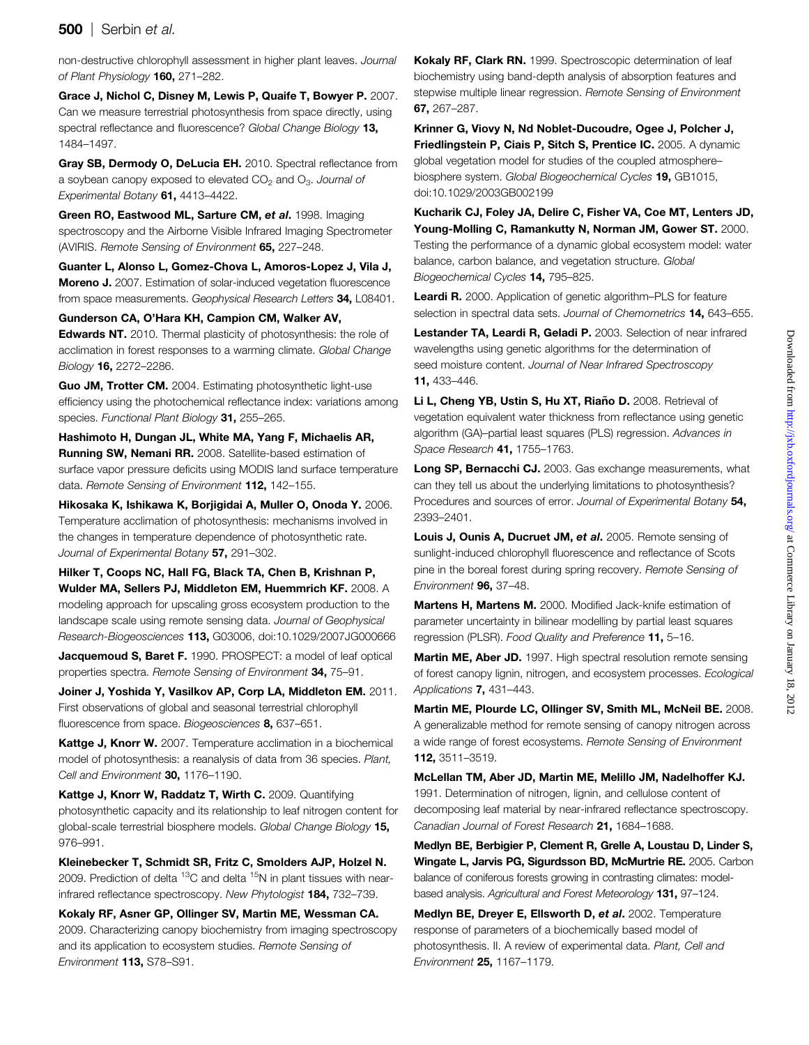non-destructive chlorophyll assessment in higher plant leaves. *Journal of Plant Physiology* **160,** 271–282.

**Grace J, Nichol C, Disney M, Lewis P, Quaife T, Bowyer P.** 2007. Can we measure terrestrial photosynthesis from space directly, using spectral reflectance and fluorescence? *Global Change Biology* **13,** 1484–1497.

**Gray SB, Dermody O, DeLucia EH.** 2010. Spectral reflectance from a soybean canopy exposed to elevated $CO_2$ and $O_3$. *Journal of Experimental Botany* **61,** 4413–4422.

**Green RO, Eastwood ML, Sarture CM, *et al*.** 1998. Imaging spectroscopy and the Airborne Visible Infrared Imaging Spectrometer (AVIRIS. *Remote Sensing of Environment* **65,** 227–248.

**Guanter L, Alonso L, Gomez-Chova L, Amoros-Lopez J, Vila J, Moreno J.** 2007. Estimation of solar-induced vegetation fluorescence from space measurements. *Geophysical Research Letters* **34,** L08401.

**Gunderson CA, O'Hara KH, Campion CM, Walker AV, Edwards NT.** 2010. Thermal plasticity of photosynthesis: the role of acclimation in forest responses to a warming climate. *Global Change Biology* **16,** 2272–2286.

**Guo JM, Trotter CM.** 2004. Estimating photosynthetic light-use efficiency using the photochemical reflectance index: variations among species. *Functional Plant Biology* **31,** 255–265.

**Hashimoto H, Dungan JL, White MA, Yang F, Michaelis AR, Running SW, Nemani RR.** 2008. Satellite-based estimation of surface vapor pressure deficits using MODIS land surface temperature data. *Remote Sensing of Environment* **112,** 142–155.

**Hikosaka K, Ishikawa K, Borjigidai A, Muller O, Onoda Y.** 2006. Temperature acclimation of photosynthesis: mechanisms involved in the changes in temperature dependence of photosynthetic rate. *Journal of Experimental Botany* **57,** 291–302.

**Hilker T, Coops NC, Hall FG, Black TA, Chen B, Krishnan P, Wulder MA, Sellers PJ, Middleton EM, Huemmrich KF.** 2008. A modeling approach for upscaling gross ecosystem production to the landscape scale using remote sensing data. *Journal of Geophysical Research-Biogeosciences* **113,** G03006, doi:10.1029/2007JG000666

**Jacquemoud S, Baret F.** 1990. PROSPECT: a model of leaf optical properties spectra. *Remote Sensing of Environment* **34,** 75–91.

**Joiner J, Yoshida Y, Vasilkov AP, Corp LA, Middleton EM.** 2011. First observations of global and seasonal terrestrial chlorophyll fluorescence from space. *Biogeosciences* **8,** 637–651.

**Kattge J, Knorr W.** 2007. Temperature acclimation in a biochemical model of photosynthesis: a reanalysis of data from 36 species. *Plant, Cell and Environment* **30,** 1176–1190.

**Kattge J, Knorr W, Raddatz T, Wirth C.** 2009. Quantifying photosynthetic capacity and its relationship to leaf nitrogen content for global-scale terrestrial biosphere models. *Global Change Biology* **15,** 976–991.

**Kleinebecker T, Schmidt SR, Fritz C, Smolders AJP, Holzel N.** 2009. Prediction of delta $^{13}C$ and delta $^{15}N$ in plant tissues with near-infrared reflectance spectroscopy. *New Phytologist* **184,** 732–739.

**Kokaly RF, Asner GP, Ollinger SV, Martin ME, Wessman CA.** 2009. Characterizing canopy biochemistry from imaging spectroscopy and its application to ecosystem studies. *Remote Sensing of Environment* **113,** S78–S91.

**Kokaly RF, Clark RN.** 1999. Spectroscopic determination of leaf biochemistry using band-depth analysis of absorption features and stepwise multiple linear regression. *Remote Sensing of Environment* **67,** 267–287.

**Krinner G, Viovy N, Nd Noblet-Ducoudre, Ogee J, Polcher J, Friedlingstein P, Ciais P, Sitch S, Prentice IC.** 2005. A dynamic global vegetation model for studies of the coupled atmosphere–biosphere system. *Global Biogeochemical Cycles* **19,** GB1015, doi:10.1029/2003GB002199

**Kucharik CJ, Foley JA, Delire C, Fisher VA, Coe MT, Lenters JD, Young-Molling C, Ramankutty N, Norman JM, Gower ST.** 2000. Testing the performance of a dynamic global ecosystem model: water balance, carbon balance, and vegetation structure. *Global Biogeochemical Cycles* **14,** 795–825.

**Leardi R.** 2000. Application of genetic algorithm–PLS for feature selection in spectral data sets. *Journal of Chemometrics* **14,** 643–655.

**Lestander TA, Leardi R, Geladi P.** 2003. Selection of near infrared wavelengths using genetic algorithms for the determination of seed moisture content. *Journal of Near Infrared Spectroscopy* **11,** 433–446.

**Li L, Cheng YB, Ustin S, Hu XT, Riaño D.** 2008. Retrieval of vegetation equivalent water thickness from reflectance using genetic algorithm (GA)–partial least squares (PLS) regression. *Advances in Space Research* **41,** 1755–1763.

**Long SP, Bernacchi CJ.** 2003. Gas exchange measurements, what can they tell us about the underlying limitations to photosynthesis? Procedures and sources of error. *Journal of Experimental Botany* **54,** 2393–2401.

**Louis J, Ounis A, Ducruet JM, *et al*.** 2005. Remote sensing of sunlight-induced chlorophyll fluorescence and reflectance of Scots pine in the boreal forest during spring recovery. *Remote Sensing of Environment* **96,** 37–48.

**Martens H, Martens M.** 2000. Modified Jack-knife estimation of parameter uncertainty in bilinear modelling by partial least squares regression (PLSR). *Food Quality and Preference* **11,** 5–16.

**Martin ME, Aber JD.** 1997. High spectral resolution remote sensing of forest canopy lignin, nitrogen, and ecosystem processes. *Ecological Applications* **7,** 431–443.

**Martin ME, Plourde LC, Ollinger SV, Smith ML, McNeil BE.** 2008. A generalizable method for remote sensing of canopy nitrogen across a wide range of forest ecosystems. *Remote Sensing of Environment* **112,** 3511–3519.

**McLellan TM, Aber JD, Martin ME, Melillo JM, Nadelhoffer KJ.** 1991. Determination of nitrogen, lignin, and cellulose content of decomposing leaf material by near-infrared reflectance spectroscopy. *Canadian Journal of Forest Research* **21,** 1684–1688.

**Medlyn BE, Berbigier P, Clement R, Grelle A, Loustau D, Linder S, Wingate L, Jarvis PG, Sigurdsson BD, McMurtrie RE.** 2005. Carbon balance of coniferous forests growing in contrasting climates: model-based analysis. *Agricultural and Forest Meteorology* **131,** 97–124.

**Medlyn BE, Dreyer E, Ellsworth D, *et al*.** 2002. Temperature response of parameters of a biochemically based model of photosynthesis. II. A review of experimental data. *Plant, Cell and Environment* **25,** 1167–1179.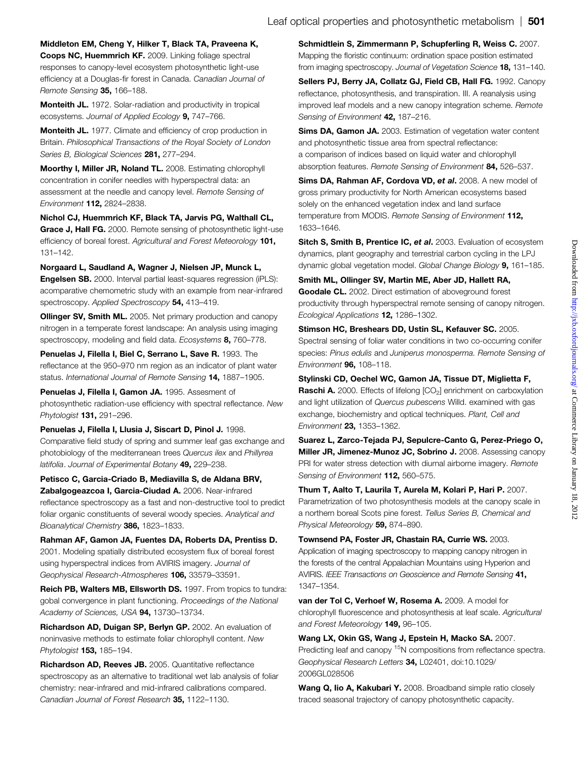**Middleton EM, Cheng Y, Hilker T, Black TA, Praveena K, Coops NC, Huemmrich KF.** 2009. Linking foliage spectral responses to canopy-level ecosystem photosynthetic light-use efficiency at a Douglas-fir forest in Canada. *Canadian Journal of Remote Sensing* **35,** 166–188.

**Monteith JL.** 1972. Solar-radiation and productivity in tropical ecosystems. *Journal of Applied Ecology* **9,** 747–766.

**Monteith JL.** 1977. Climate and efficiency of crop production in Britain. *Philosophical Transactions of the Royal Society of London Series B, Biological Sciences* **281,** 277–294.

**Moorthy I, Miller JR, Noland TL.** 2008. Estimating chlorophyll concentration in conifer needles with hyperspectral data: an assessment at the needle and canopy level. *Remote Sensing of Environment* **112,** 2824–2838.

**Nichol CJ, Huemmrich KF, Black TA, Jarvis PG, Walthall CL, Grace J, Hall FG.** 2000. Remote sensing of photosynthetic light-use efficiency of boreal forest. *Agricultural and Forest Meteorology* **101,** 131–142.

**Norgaard L, Saudland A, Wagner J, Nielsen JP, Munck L, Engelsen SB.** 2000. Interval partial least-squares regression (iPLS): acomparative chemometric study with an example from near-infrared spectroscopy. *Applied Spectroscopy* **54,** 413–419.

**Ollinger SV, Smith ML.** 2005. Net primary production and canopy nitrogen in a temperate forest landscape: An analysis using imaging spectroscopy, modeling and field data. *Ecosystems* **8,** 760–778.

**Penuelas J, Filella I, Biel C, Serrano L, Save R.** 1993. The reflectance at the 950–970 nm region as an indicator of plant water status. *International Journal of Remote Sensing* **14,** 1887–1905.

**Penuelas J, Filella I, Gamon JA.** 1995. Assesment of photosynthetic radiation-use efficiency with spectral reflectance. *New Phytologist* **131,** 291–296.

**Penuelas J, Filella I, Llusia J, Siscart D, Pinol J.** 1998. Comparative field study of spring and summer leaf gas exchange and photobiology of the mediterranean trees *Quercus ilex* and *Phillyrea latifolia*. *Journal of Experimental Botany* **49,** 229–238.

**Petisco C, Garcia-Criado B, Mediavilla S, de Aldana BRV, Zabalgogeazcoa I, Garcia-Ciudad A.** 2006. Near-infrared reflectance spectroscopy as a fast and non-destructive tool to predict foliar organic constituents of several woody species. *Analytical and Bioanalytical Chemistry* **386,** 1823–1833.

**Rahman AF, Gamon JA, Fuentes DA, Roberts DA, Prentiss D.** 2001. Modeling spatially distributed ecosystem flux of boreal forest using hyperspectral indices from AVIRIS imagery. *Journal of Geophysical Research-Atmospheres* **106,** 33579–33591.

**Reich PB, Walters MB, Ellsworth DS.** 1997. From tropics to tundra: gobal convergence in plant functioning. *Proceedings of the National Academy of Sciences, USA* **94,** 13730–13734.

**Richardson AD, Duigan SP, Berlyn GP.** 2002. An evaluation of noninvasive methods to estimate foliar chlorophyll content. *New Phytologist* **153,** 185–194.

**Richardson AD, Reeves JB.** 2005. Quantitative reflectance spectroscopy as an alternative to traditional wet lab analysis of foliar chemistry: near-infrared and mid-infrared calibrations compared. *Canadian Journal of Forest Research* **35,** 1122–1130.

**Schmidtlein S, Zimmermann P, Schupferling R, Weiss C.** 2007. Mapping the floristic continuum: ordination space position estimated from imaging spectroscopy. *Journal of Vegetation Science* **18,** 131–140.

**Sellers PJ, Berry JA, Collatz GJ, Field CB, Hall FG.** 1992. Canopy reflectance, photosynthesis, and transpiration. III. A reanalysis using improved leaf models and a new canopy integration scheme. *Remote Sensing of Environment* **42,** 187–216.

**Sims DA, Gamon JA.** 2003. Estimation of vegetation water content and photosynthetic tissue area from spectral reflectance: a comparison of indices based on liquid water and chlorophyll absorption features. *Remote Sensing of Environment* **84,** 526–537.

**Sims DA, Rahman AF, Cordova VD, *et al*.** 2008. A new model of gross primary productivity for North American ecosystems based solely on the enhanced vegetation index and land surface temperature from MODIS. *Remote Sensing of Environment* **112,** 1633–1646.

**Sitch S, Smith B, Prentice IC, *et al*.** 2003. Evaluation of ecosystem dynamics, plant geography and terrestrial carbon cycling in the LPJ dynamic global vegetation model. *Global Change Biology* **9,** 161–185.

**Smith ML, Ollinger SV, Martin ME, Aber JD, Hallett RA, Goodale CL.** 2002. Direct estimation of aboveground forest productivity through hyperspectral remote sensing of canopy nitrogen. *Ecological Applications* **12,** 1286–1302.

**Stimson HC, Breshears DD, Ustin SL, Kefauver SC.** 2005. Spectral sensing of foliar water conditions in two co-occurring conifer species: *Pinus edulis* and *Juniperus monosperma*. *Remote Sensing of Environment* **96,** 108–118.

**Stylinski CD, Oechel WC, Gamon JA, Tissue DT, Miglietta F, Raschi A.** 2000. Effects of lifelong [$CO_2$] enrichment on carboxylation and light utilization of *Quercus pubescens* Willd. examined with gas exchange, biochemistry and optical techniques. *Plant, Cell and Environment* **23,** 1353–1362.

**Suarez L, Zarco-Tejada PJ, Sepulcre-Canto G, Perez-Priego O, Miller JR, Jimenez-Munoz JC, Sobrino J.** 2008. Assessing canopy PRI for water stress detection with diurnal airborne imagery. *Remote Sensing of Environment* **112,** 560–575.

**Thum T, Aalto T, Laurila T, Aurela M, Kolari P, Hari P.** 2007. Parametrization of two photosynthesis models at the canopy scale in a northern boreal Scots pine forest. *Tellus Series B, Chemical and Physical Meteorology* **59,** 874–890.

**Townsend PA, Foster JR, Chastain RA, Currie WS.** 2003. Application of imaging spectroscopy to mapping canopy nitrogen in the forests of the central Appalachian Mountains using Hyperion and AVIRIS. *IEEE Transactions on Geoscience and Remote Sensing* **41,** 1347–1354.

**van der Tol C, Verhoef W, Rosema A.** 2009. A model for chlorophyll fluorescence and photosynthesis at leaf scale. *Agricultural and Forest Meteorology* **149,** 96–105.

**Wang LX, Okin GS, Wang J, Epstein H, Macko SA.** 2007. Predicting leaf and canopy $^{15}N$ compositions from reflectance spectra. *Geophysical Research Letters* **34,** L02401, doi:10.1029/2006GL028506

**Wang Q, Iio A, Kakubari Y.** 2008. Broadband simple ratio closely traced seasonal trajectory of canopy photosynthetic capacity.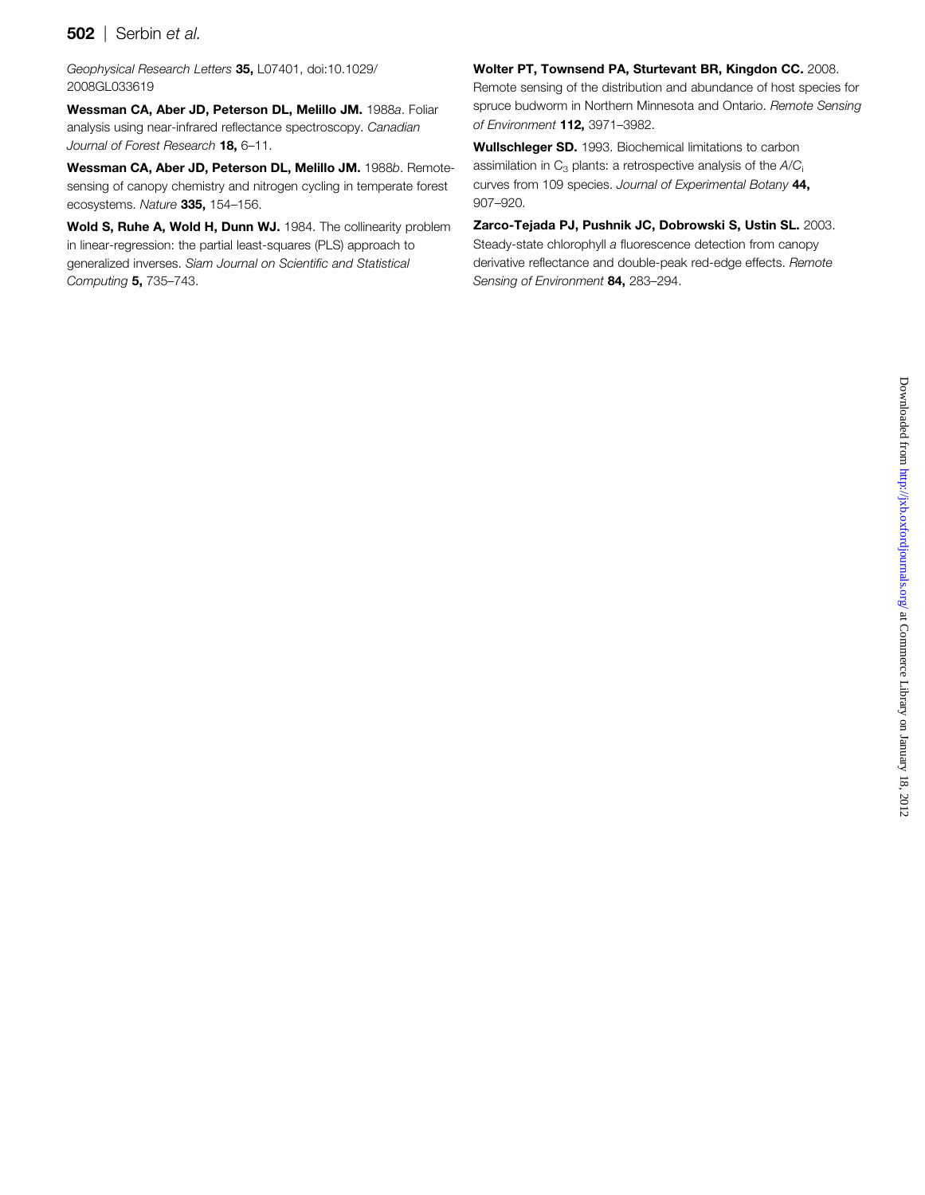Geophysical Research Letters **35,** L07401, doi:10.1029/2008GL033619

**Wessman CA, Aber JD, Peterson DL, Melillo JM.** 1988*a*. Foliar analysis using near-infrared reflectance spectroscopy. *Canadian Journal of Forest Research* **18,** 6–11.

**Wessman CA, Aber JD, Peterson DL, Melillo JM.** 1988*b*. Remote-sensing of canopy chemistry and nitrogen cycling in temperate forest ecosystems. *Nature* **335,** 154–156.

**Wold S, Ruhe A, Wold H, Dunn WJ.** 1984. The collinearity problem in linear-regression: the partial least-squares (PLS) approach to generalized inverses. *Siam Journal on Scientific and Statistical Computing* **5,** 735–743.

**Wolter PT, Townsend PA, Sturtevant BR, Kingdon CC.** 2008. Remote sensing of the distribution and abundance of host species for spruce budworm in Northern Minnesota and Ontario. *Remote Sensing of Environment* **112,** 3971–3982.

**Wullschleger SD.** 1993. Biochemical limitations to carbon assimilation in $C_3$ plants: a retrospective analysis of the $A/C_i$ curves from 109 species. *Journal of Experimental Botany* **44,** 907–920.

**Zarco-Tejada PJ, Pushnik JC, Dobrowski S, Ustin SL.** 2003. Steady-state chlorophyll *a* fluorescence detection from canopy derivative reflectance and double-peak red-edge effects. *Remote Sensing of Environment* **84,** 283–294.